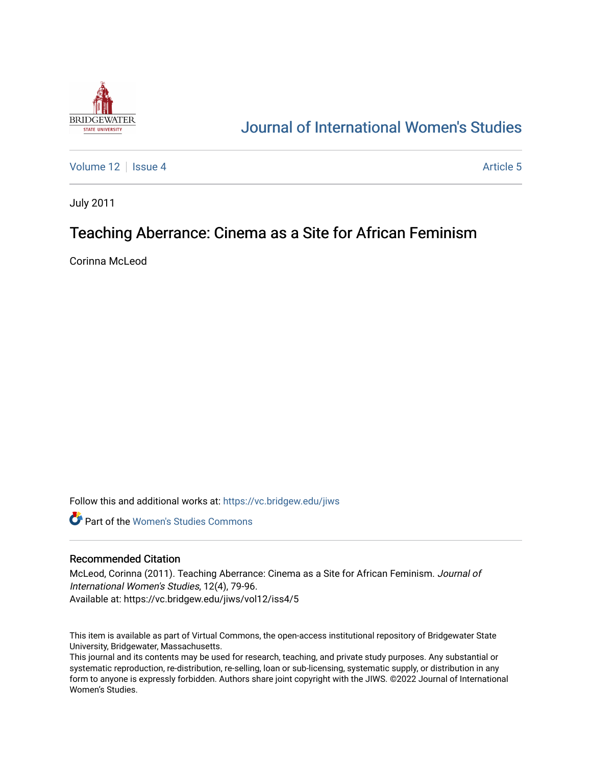Journal of International Women's Studies

Volume 12 | Issue 4 | Article 5

July 2011

# Teaching Aberrance: Cinema as a Site for African Feminism

Corinna McLeod

Follow this and additional works at: https://vc.bridgew.edu/jiws

Part of the Women's Studies Commons

## Recommended Citation

McLeod, Corinna (2011). Teaching Aberrance: Cinema as a Site for African Feminism. *Journal of International Women's Studies*, 12(4), 79-96.
Available at: https://vc.bridgew.edu/jiws/vol12/iss4/5

This item is available as part of Virtual Commons, the open-access institutional repository of Bridgewater State University, Bridgewater, Massachusetts.
This journal and its contents may be used for research, teaching, and private study purposes. Any substantial or systematic reproduction, re-distribution, re-selling, loan or sub-licensing, systematic supply, or distribution in any form to anyone is expressly forbidden. Authors share joint copyright with the JIWS. ©2022 Journal of International Women's Studies.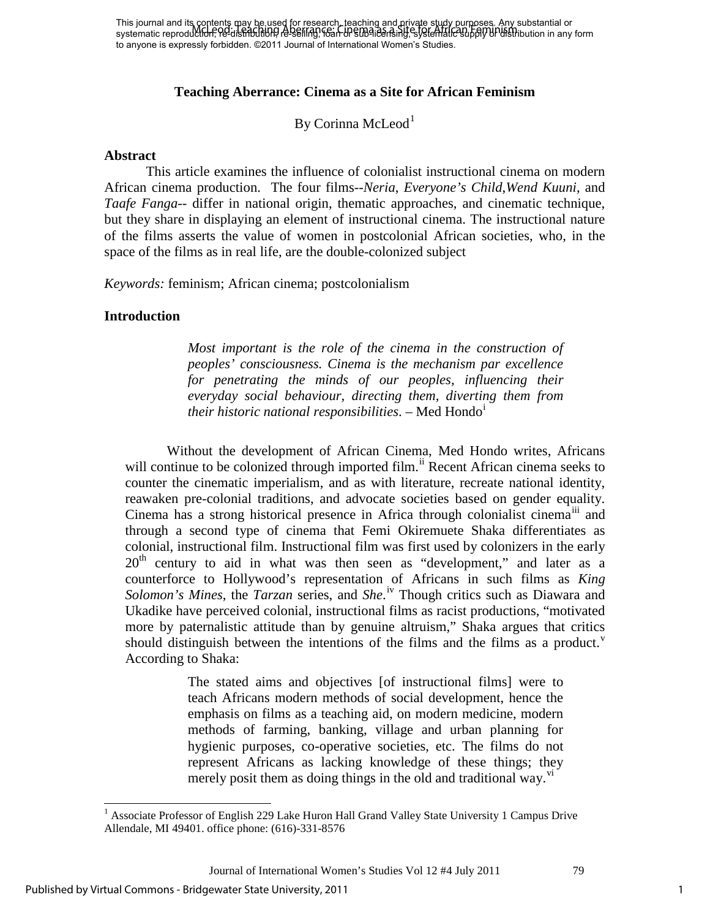This journal and its contents may be used for research, teaching and private study purposes. Any substantial or systematic reproduction, re-distribution, re-selling, loan or sub-licensing, systematic supply or distribution in any form to anyone is expressly forbidden. ©2011 Journal of International Women's Studies.

# Teaching Aberrance: Cinema as a Site for African Feminism

By Corinna McLeod[1]

## Abstract

This article examines the influence of colonialist instructional cinema on modern African cinema production. The four films--*Neria*, *Everyone's Child*,*Wend Kuuni*, and *Taafe Fanga*-- differ in national origin, thematic approaches, and cinematic technique, but they share in displaying an element of instructional cinema. The instructional nature of the films asserts the value of women in postcolonial African societies, who, in the space of the films as in real life, are the double-colonized subject

*Keywords:* feminism; African cinema; postcolonialism

## Introduction

> *Most important is the role of the cinema in the construction of peoples' consciousness. Cinema is the mechanism par excellence for penetrating the minds of our peoples, influencing their everyday social behaviour, directing them, diverting them from their historic national responsibilities*. – Med Hondo[i]

Without the development of African Cinema, Med Hondo writes, Africans will continue to be colonized through imported film.[ii] Recent African cinema seeks to counter the cinematic imperialism, and as with literature, recreate national identity, reawaken pre-colonial traditions, and advocate societies based on gender equality. Cinema has a strong historical presence in Africa through colonialist cinema[iii] and through a second type of cinema that Femi Okiremuete Shaka differentiates as colonial, instructional film. Instructional film was first used by colonizers in the early 20th century to aid in what was then seen as "development," and later as a counterforce to Hollywood's representation of Africans in such films as *King Solomon's Mines*, the *Tarzan* series, and *She*.[iv] Though critics such as Diawara and Ukadike have perceived colonial, instructional films as racist productions, "motivated more by paternalistic attitude than by genuine altruism," Shaka argues that critics should distinguish between the intentions of the films and the films as a product.[v] According to Shaka:

> The stated aims and objectives [of instructional films] were to teach Africans modern methods of social development, hence the emphasis on films as a teaching aid, on modern medicine, modern methods of farming, banking, village and urban planning for hygienic purposes, co-operative societies, etc. The films do not represent Africans as lacking knowledge of these things; they merely posit them as doing things in the old and traditional way.[vi]

---

[1] Associate Professor of English 229 Lake Huron Hall Grand Valley State University 1 Campus Drive Allendale, MI 49401. office phone: (616)-331-8576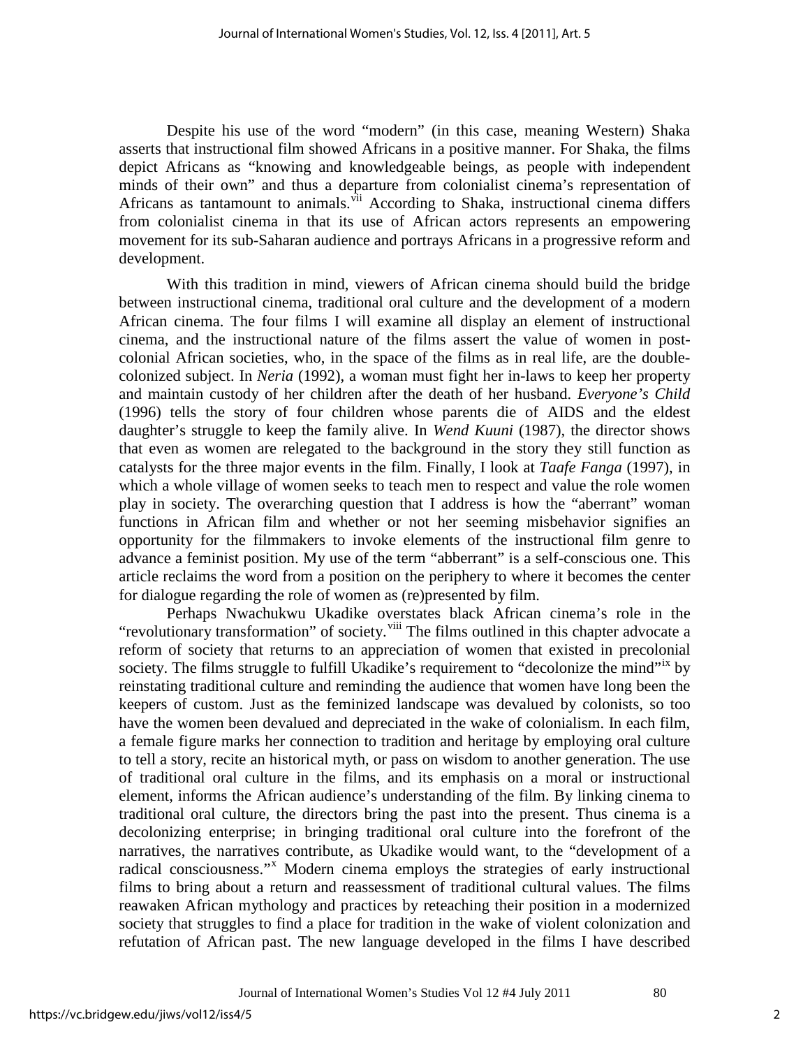Despite his use of the word "modern" (in this case, meaning Western) Shaka asserts that instructional film showed Africans in a positive manner. For Shaka, the films depict Africans as "knowing and knowledgeable beings, as people with independent minds of their own" and thus a departure from colonialist cinema's representation of Africans as tantamount to animals.[vii] According to Shaka, instructional cinema differs from colonialist cinema in that its use of African actors represents an empowering movement for its sub-Saharan audience and portrays Africans in a progressive reform and development.

With this tradition in mind, viewers of African cinema should build the bridge between instructional cinema, traditional oral culture and the development of a modern African cinema. The four films I will examine all display an element of instructional cinema, and the instructional nature of the films assert the value of women in post-colonial African societies, who, in the space of the films as in real life, are the double-colonized subject. In *Neria* (1992), a woman must fight her in-laws to keep her property and maintain custody of her children after the death of her husband. *Everyone's Child* (1996) tells the story of four children whose parents die of AIDS and the eldest daughter's struggle to keep the family alive. In *Wend Kuuni* (1987), the director shows that even as women are relegated to the background in the story they still function as catalysts for the three major events in the film. Finally, I look at *Taafe Fanga* (1997), in which a whole village of women seeks to teach men to respect and value the role women play in society. The overarching question that I address is how the "aberrant" woman functions in African film and whether or not her seeming misbehavior signifies an opportunity for the filmmakers to invoke elements of the instructional film genre to advance a feminist position. My use of the term "abberrant" is a self-conscious one. This article reclaims the word from a position on the periphery to where it becomes the center for dialogue regarding the role of women as (re)presented by film.

Perhaps Nwachukwu Ukadike overstates black African cinema's role in the "revolutionary transformation" of society.[viii] The films outlined in this chapter advocate a reform of society that returns to an appreciation of women that existed in precolonial society. The films struggle to fulfill Ukadike's requirement to "decolonize the mind"[ix] by reinstating traditional culture and reminding the audience that women have long been the keepers of custom. Just as the feminized landscape was devalued by colonists, so too have the women been devalued and depreciated in the wake of colonialism. In each film, a female figure marks her connection to tradition and heritage by employing oral culture to tell a story, recite an historical myth, or pass on wisdom to another generation. The use of traditional oral culture in the films, and its emphasis on a moral or instructional element, informs the African audience's understanding of the film. By linking cinema to traditional oral culture, the directors bring the past into the present. Thus cinema is a decolonizing enterprise; in bringing traditional oral culture into the forefront of the narratives, the narratives contribute, as Ukadike would want, to the "development of a radical consciousness."[x] Modern cinema employs the strategies of early instructional films to bring about a return and reassessment of traditional cultural values. The films reawaken African mythology and practices by reteaching their position in a modernized society that struggles to find a place for tradition in the wake of violent colonization and refutation of African past. The new language developed in the films I have described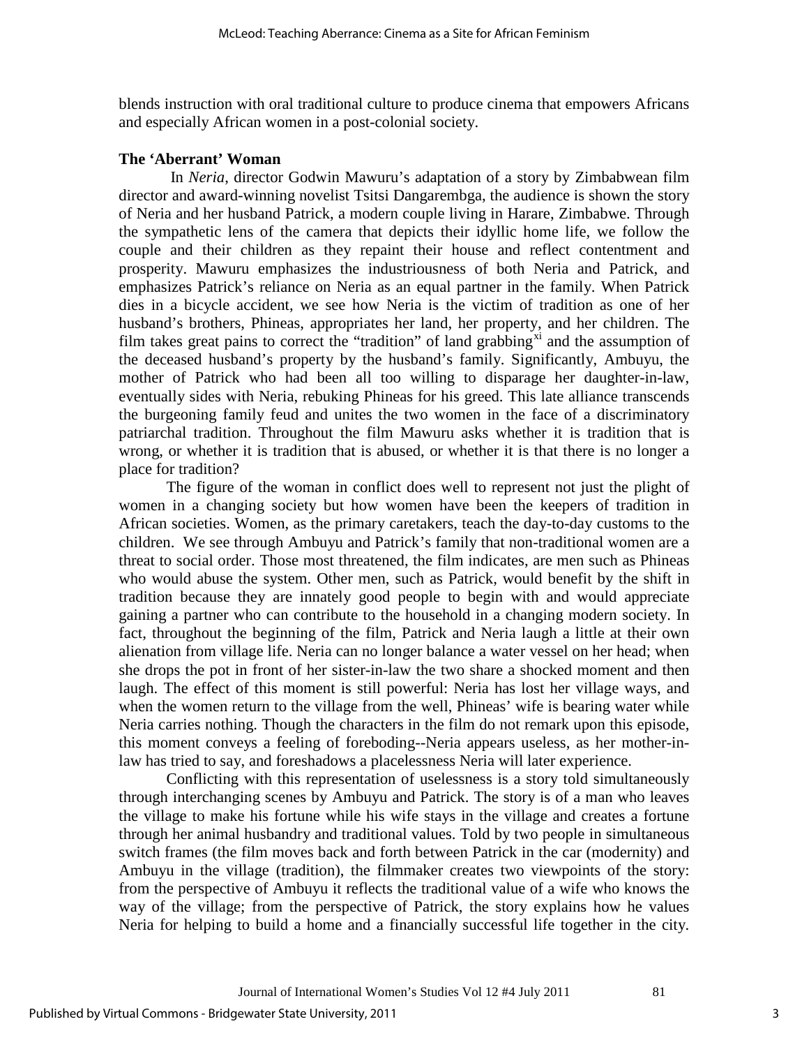blends instruction with oral traditional culture to produce cinema that empowers Africans and especially African women in a post-colonial society.

### The 'Aberrant' Woman

In *Neria*, director Godwin Mawuru's adaptation of a story by Zimbabwean film director and award-winning novelist Tsitsi Dangarembga, the audience is shown the story of Neria and her husband Patrick, a modern couple living in Harare, Zimbabwe. Through the sympathetic lens of the camera that depicts their idyllic home life, we follow the couple and their children as they repaint their house and reflect contentment and prosperity. Mawuru emphasizes the industriousness of both Neria and Patrick, and emphasizes Patrick's reliance on Neria as an equal partner in the family. When Patrick dies in a bicycle accident, we see how Neria is the victim of tradition as one of her husband's brothers, Phineas, appropriates her land, her property, and her children. The film takes great pains to correct the "tradition" of land grabbing[xi] and the assumption of the deceased husband's property by the husband's family. Significantly, Ambuyu, the mother of Patrick who had been all too willing to disparage her daughter-in-law, eventually sides with Neria, rebuking Phineas for his greed. This late alliance transcends the burgeoning family feud and unites the two women in the face of a discriminatory patriarchal tradition. Throughout the film Mawuru asks whether it is tradition that is wrong, or whether it is tradition that is abused, or whether it is that there is no longer a place for tradition?

The figure of the woman in conflict does well to represent not just the plight of women in a changing society but how women have been the keepers of tradition in African societies. Women, as the primary caretakers, teach the day-to-day customs to the children. We see through Ambuyu and Patrick's family that non-traditional women are a threat to social order. Those most threatened, the film indicates, are men such as Phineas who would abuse the system. Other men, such as Patrick, would benefit by the shift in tradition because they are innately good people to begin with and would appreciate gaining a partner who can contribute to the household in a changing modern society. In fact, throughout the beginning of the film, Patrick and Neria laugh a little at their own alienation from village life. Neria can no longer balance a water vessel on her head; when she drops the pot in front of her sister-in-law the two share a shocked moment and then laugh. The effect of this moment is still powerful: Neria has lost her village ways, and when the women return to the village from the well, Phineas' wife is bearing water while Neria carries nothing. Though the characters in the film do not remark upon this episode, this moment conveys a feeling of foreboding--Neria appears useless, as her mother-in-law has tried to say, and foreshadows a placelessness Neria will later experience.

Conflicting with this representation of uselessness is a story told simultaneously through interchanging scenes by Ambuyu and Patrick. The story is of a man who leaves the village to make his fortune while his wife stays in the village and creates a fortune through her animal husbandry and traditional values. Told by two people in simultaneous switch frames (the film moves back and forth between Patrick in the car (modernity) and Ambuyu in the village (tradition), the filmmaker creates two viewpoints of the story: from the perspective of Ambuyu it reflects the traditional value of a wife who knows the way of the village; from the perspective of Patrick, the story explains how he values Neria for helping to build a home and a financially successful life together in the city.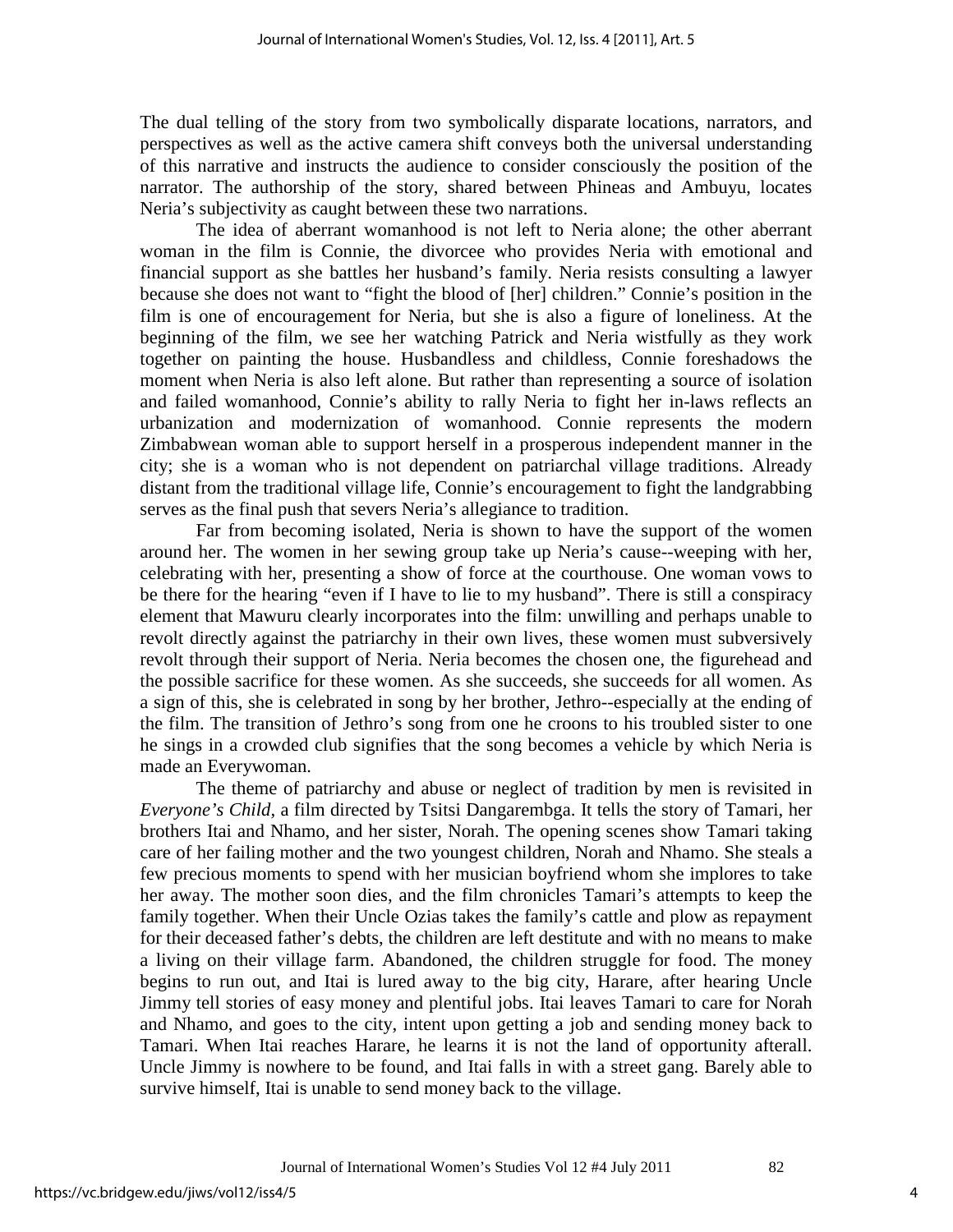The dual telling of the story from two symbolically disparate locations, narrators, and perspectives as well as the active camera shift conveys both the universal understanding of this narrative and instructs the audience to consider consciously the position of the narrator. The authorship of the story, shared between Phineas and Ambuyu, locates Neria's subjectivity as caught between these two narrations.

The idea of aberrant womanhood is not left to Neria alone; the other aberrant woman in the film is Connie, the divorcee who provides Neria with emotional and financial support as she battles her husband's family. Neria resists consulting a lawyer because she does not want to "fight the blood of [her] children." Connie's position in the film is one of encouragement for Neria, but she is also a figure of loneliness. At the beginning of the film, we see her watching Patrick and Neria wistfully as they work together on painting the house. Husbandless and childless, Connie foreshadows the moment when Neria is also left alone. But rather than representing a source of isolation and failed womanhood, Connie's ability to rally Neria to fight her in-laws reflects an urbanization and modernization of womanhood. Connie represents the modern Zimbabwean woman able to support herself in a prosperous independent manner in the city; she is a woman who is not dependent on patriarchal village traditions. Already distant from the traditional village life, Connie's encouragement to fight the landgrabbing serves as the final push that severs Neria's allegiance to tradition.

Far from becoming isolated, Neria is shown to have the support of the women around her. The women in her sewing group take up Neria's cause--weeping with her, celebrating with her, presenting a show of force at the courthouse. One woman vows to be there for the hearing "even if I have to lie to my husband". There is still a conspiracy element that Mawuru clearly incorporates into the film: unwilling and perhaps unable to revolt directly against the patriarchy in their own lives, these women must subversively revolt through their support of Neria. Neria becomes the chosen one, the figurehead and the possible sacrifice for these women. As she succeeds, she succeeds for all women. As a sign of this, she is celebrated in song by her brother, Jethro--especially at the ending of the film. The transition of Jethro's song from one he croons to his troubled sister to one he sings in a crowded club signifies that the song becomes a vehicle by which Neria is made an Everywoman.

The theme of patriarchy and abuse or neglect of tradition by men is revisited in *Everyone's Child*, a film directed by Tsitsi Dangarembga. It tells the story of Tamari, her brothers Itai and Nhamo, and her sister, Norah. The opening scenes show Tamari taking care of her failing mother and the two youngest children, Norah and Nhamo. She steals a few precious moments to spend with her musician boyfriend whom she implores to take her away. The mother soon dies, and the film chronicles Tamari's attempts to keep the family together. When their Uncle Ozias takes the family's cattle and plow as repayment for their deceased father's debts, the children are left destitute and with no means to make a living on their village farm. Abandoned, the children struggle for food. The money begins to run out, and Itai is lured away to the big city, Harare, after hearing Uncle Jimmy tell stories of easy money and plentiful jobs. Itai leaves Tamari to care for Norah and Nhamo, and goes to the city, intent upon getting a job and sending money back to Tamari. When Itai reaches Harare, he learns it is not the land of opportunity afterall. Uncle Jimmy is nowhere to be found, and Itai falls in with a street gang. Barely able to survive himself, Itai is unable to send money back to the village.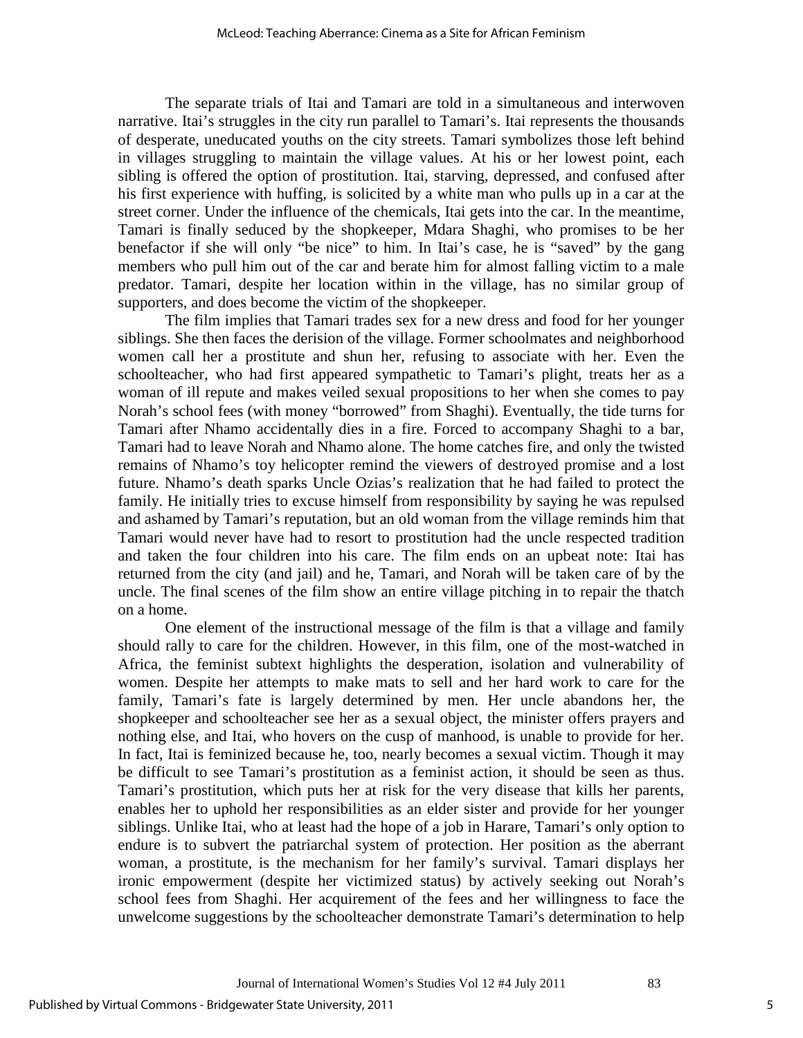The separate trials of Itai and Tamari are told in a simultaneous and interwoven narrative. Itai's struggles in the city run parallel to Tamari's. Itai represents the thousands of desperate, uneducated youths on the city streets. Tamari symbolizes those left behind in villages struggling to maintain the village values. At his or her lowest point, each sibling is offered the option of prostitution. Itai, starving, depressed, and confused after his first experience with huffing, is solicited by a white man who pulls up in a car at the street corner. Under the influence of the chemicals, Itai gets into the car. In the meantime, Tamari is finally seduced by the shopkeeper, Mdara Shaghi, who promises to be her benefactor if she will only "be nice" to him. In Itai's case, he is "saved" by the gang members who pull him out of the car and berate him for almost falling victim to a male predator. Tamari, despite her location within in the village, has no similar group of supporters, and does become the victim of the shopkeeper.

The film implies that Tamari trades sex for a new dress and food for her younger siblings. She then faces the derision of the village. Former schoolmates and neighborhood women call her a prostitute and shun her, refusing to associate with her. Even the schoolteacher, who had first appeared sympathetic to Tamari's plight, treats her as a woman of ill repute and makes veiled sexual propositions to her when she comes to pay Norah's school fees (with money "borrowed" from Shaghi). Eventually, the tide turns for Tamari after Nhamo accidentally dies in a fire. Forced to accompany Shaghi to a bar, Tamari had to leave Norah and Nhamo alone. The home catches fire, and only the twisted remains of Nhamo's toy helicopter remind the viewers of destroyed promise and a lost future. Nhamo's death sparks Uncle Ozias's realization that he had failed to protect the family. He initially tries to excuse himself from responsibility by saying he was repulsed and ashamed by Tamari's reputation, but an old woman from the village reminds him that Tamari would never have had to resort to prostitution had the uncle respected tradition and taken the four children into his care. The film ends on an upbeat note: Itai has returned from the city (and jail) and he, Tamari, and Norah will be taken care of by the uncle. The final scenes of the film show an entire village pitching in to repair the thatch on a home.

One element of the instructional message of the film is that a village and family should rally to care for the children. However, in this film, one of the most-watched in Africa, the feminist subtext highlights the desperation, isolation and vulnerability of women. Despite her attempts to make mats to sell and her hard work to care for the family, Tamari's fate is largely determined by men. Her uncle abandons her, the shopkeeper and schoolteacher see her as a sexual object, the minister offers prayers and nothing else, and Itai, who hovers on the cusp of manhood, is unable to provide for her. In fact, Itai is feminized because he, too, nearly becomes a sexual victim. Though it may be difficult to see Tamari's prostitution as a feminist action, it should be seen as thus. Tamari's prostitution, which puts her at risk for the very disease that kills her parents, enables her to uphold her responsibilities as an elder sister and provide for her younger siblings. Unlike Itai, who at least had the hope of a job in Harare, Tamari's only option to endure is to subvert the patriarchal system of protection. Her position as the aberrant woman, a prostitute, is the mechanism for her family's survival. Tamari displays her ironic empowerment (despite her victimized status) by actively seeking out Norah's school fees from Shaghi. Her acquirement of the fees and her willingness to face the unwelcome suggestions by the schoolteacher demonstrate Tamari's determination to help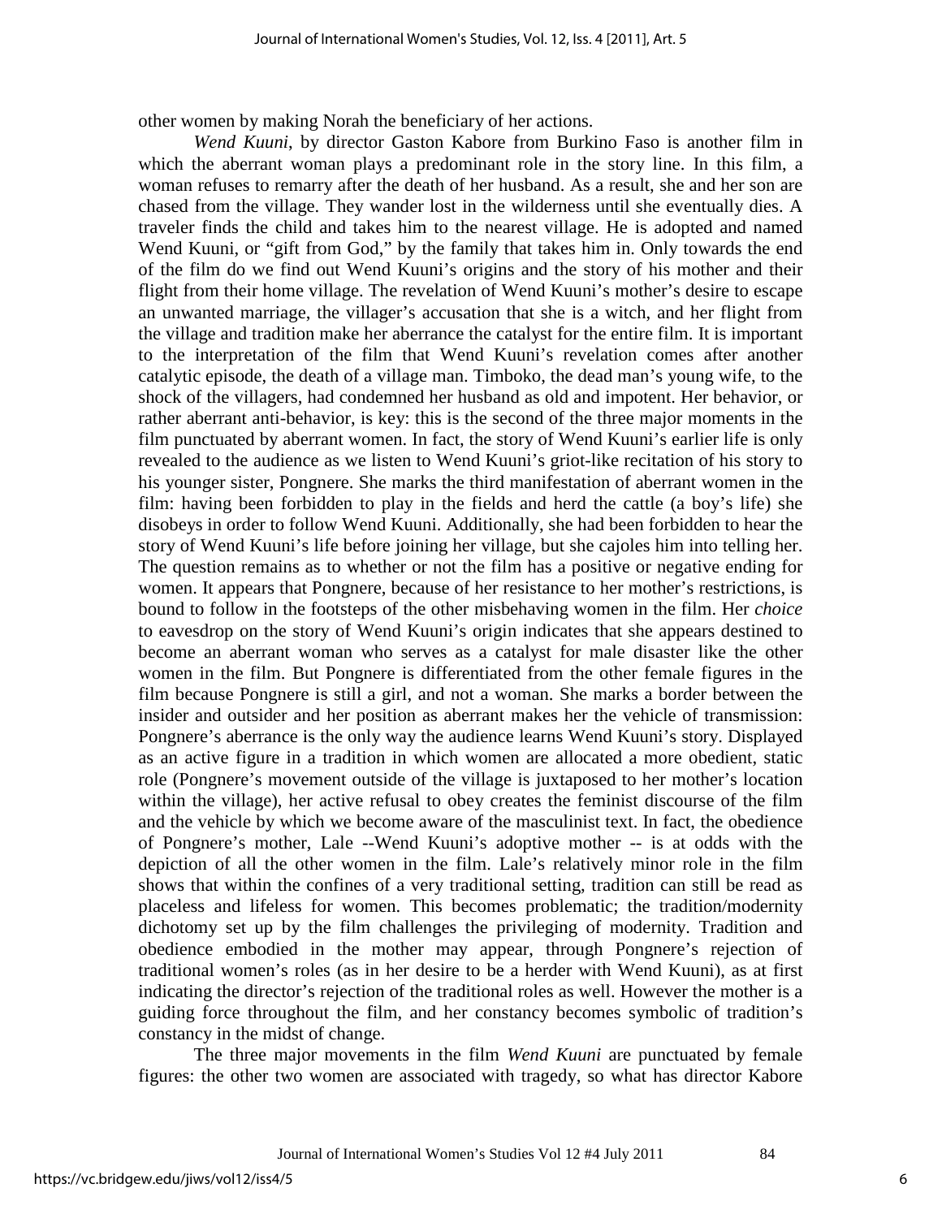other women by making Norah the beneficiary of her actions.

*Wend Kuuni*, by director Gaston Kabore from Burkino Faso is another film in which the aberrant woman plays a predominant role in the story line. In this film, a woman refuses to remarry after the death of her husband. As a result, she and her son are chased from the village. They wander lost in the wilderness until she eventually dies. A traveler finds the child and takes him to the nearest village. He is adopted and named Wend Kuuni, or "gift from God," by the family that takes him in. Only towards the end of the film do we find out Wend Kuuni's origins and the story of his mother and their flight from their home village. The revelation of Wend Kuuni's mother's desire to escape an unwanted marriage, the villager's accusation that she is a witch, and her flight from the village and tradition make her aberrance the catalyst for the entire film. It is important to the interpretation of the film that Wend Kuuni's revelation comes after another catalytic episode, the death of a village man. Timboko, the dead man's young wife, to the shock of the villagers, had condemned her husband as old and impotent. Her behavior, or rather aberrant anti-behavior, is key: this is the second of the three major moments in the film punctuated by aberrant women. In fact, the story of Wend Kuuni's earlier life is only revealed to the audience as we listen to Wend Kuuni's griot-like recitation of his story to his younger sister, Pongnere. She marks the third manifestation of aberrant women in the film: having been forbidden to play in the fields and herd the cattle (a boy's life) she disobeys in order to follow Wend Kuuni. Additionally, she had been forbidden to hear the story of Wend Kuuni's life before joining her village, but she cajoles him into telling her. The question remains as to whether or not the film has a positive or negative ending for women. It appears that Pongnere, because of her resistance to her mother's restrictions, is bound to follow in the footsteps of the other misbehaving women in the film. Her *choice* to eavesdrop on the story of Wend Kuuni's origin indicates that she appears destined to become an aberrant woman who serves as a catalyst for male disaster like the other women in the film. But Pongnere is differentiated from the other female figures in the film because Pongnere is still a girl, and not a woman. She marks a border between the insider and outsider and her position as aberrant makes her the vehicle of transmission: Pongnere's aberrance is the only way the audience learns Wend Kuuni's story. Displayed as an active figure in a tradition in which women are allocated a more obedient, static role (Pongnere's movement outside of the village is juxtaposed to her mother's location within the village), her active refusal to obey creates the feminist discourse of the film and the vehicle by which we become aware of the masculinist text. In fact, the obedience of Pongnere's mother, Lale --Wend Kuuni's adoptive mother -- is at odds with the depiction of all the other women in the film. Lale's relatively minor role in the film shows that within the confines of a very traditional setting, tradition can still be read as placeless and lifeless for women. This becomes problematic; the tradition/modernity dichotomy set up by the film challenges the privileging of modernity. Tradition and obedience embodied in the mother may appear, through Pongnere's rejection of traditional women's roles (as in her desire to be a herder with Wend Kuuni), as at first indicating the director's rejection of the traditional roles as well. However the mother is a guiding force throughout the film, and her constancy becomes symbolic of tradition's constancy in the midst of change.

The three major movements in the film *Wend Kuuni* are punctuated by female figures: the other two women are associated with tragedy, so what has director Kabore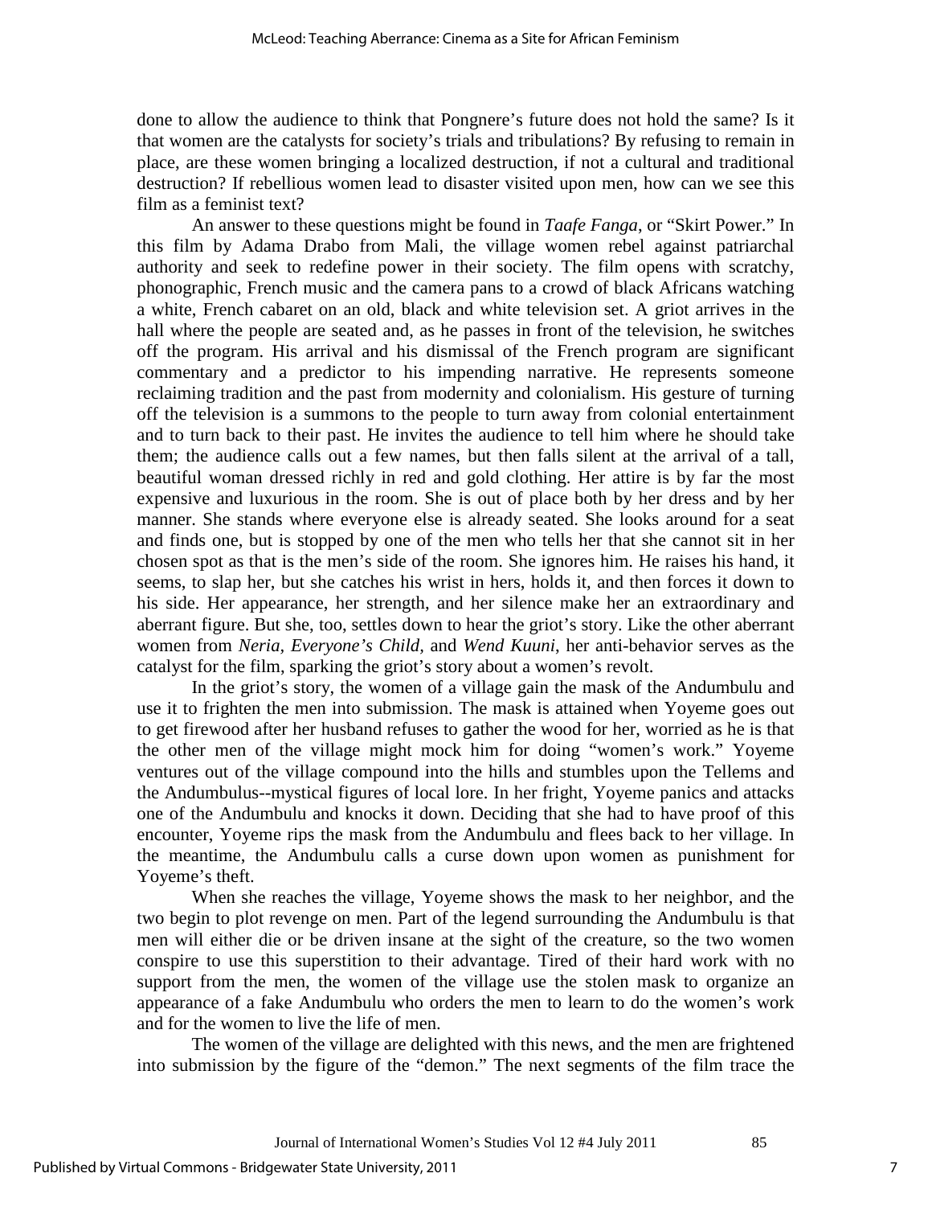done to allow the audience to think that Pongnere's future does not hold the same? Is it that women are the catalysts for society's trials and tribulations? By refusing to remain in place, are these women bringing a localized destruction, if not a cultural and traditional destruction? If rebellious women lead to disaster visited upon men, how can we see this film as a feminist text?

An answer to these questions might be found in *Taafe Fanga*, or "Skirt Power." In this film by Adama Drabo from Mali, the village women rebel against patriarchal authority and seek to redefine power in their society. The film opens with scratchy, phonographic, French music and the camera pans to a crowd of black Africans watching a white, French cabaret on an old, black and white television set. A griot arrives in the hall where the people are seated and, as he passes in front of the television, he switches off the program. His arrival and his dismissal of the French program are significant commentary and a predictor to his impending narrative. He represents someone reclaiming tradition and the past from modernity and colonialism. His gesture of turning off the television is a summons to the people to turn away from colonial entertainment and to turn back to their past. He invites the audience to tell him where he should take them; the audience calls out a few names, but then falls silent at the arrival of a tall, beautiful woman dressed richly in red and gold clothing. Her attire is by far the most expensive and luxurious in the room. She is out of place both by her dress and by her manner. She stands where everyone else is already seated. She looks around for a seat and finds one, but is stopped by one of the men who tells her that she cannot sit in her chosen spot as that is the men's side of the room. She ignores him. He raises his hand, it seems, to slap her, but she catches his wrist in hers, holds it, and then forces it down to his side. Her appearance, her strength, and her silence make her an extraordinary and aberrant figure. But she, too, settles down to hear the griot's story. Like the other aberrant women from *Neria, Everyone's Child,* and *Wend Kuuni*, her anti-behavior serves as the catalyst for the film, sparking the griot's story about a women's revolt.

In the griot's story, the women of a village gain the mask of the Andumbulu and use it to frighten the men into submission. The mask is attained when Yoyeme goes out to get firewood after her husband refuses to gather the wood for her, worried as he is that the other men of the village might mock him for doing "women's work." Yoyeme ventures out of the village compound into the hills and stumbles upon the Tellems and the Andumbulus--mystical figures of local lore. In her fright, Yoyeme panics and attacks one of the Andumbulu and knocks it down. Deciding that she had to have proof of this encounter, Yoyeme rips the mask from the Andumbulu and flees back to her village. In the meantime, the Andumbulu calls a curse down upon women as punishment for Yoyeme's theft.

When she reaches the village, Yoyeme shows the mask to her neighbor, and the two begin to plot revenge on men. Part of the legend surrounding the Andumbulu is that men will either die or be driven insane at the sight of the creature, so the two women conspire to use this superstition to their advantage. Tired of their hard work with no support from the men, the women of the village use the stolen mask to organize an appearance of a fake Andumbulu who orders the men to learn to do the women's work and for the women to live the life of men.

The women of the village are delighted with this news, and the men are frightened into submission by the figure of the "demon." The next segments of the film trace the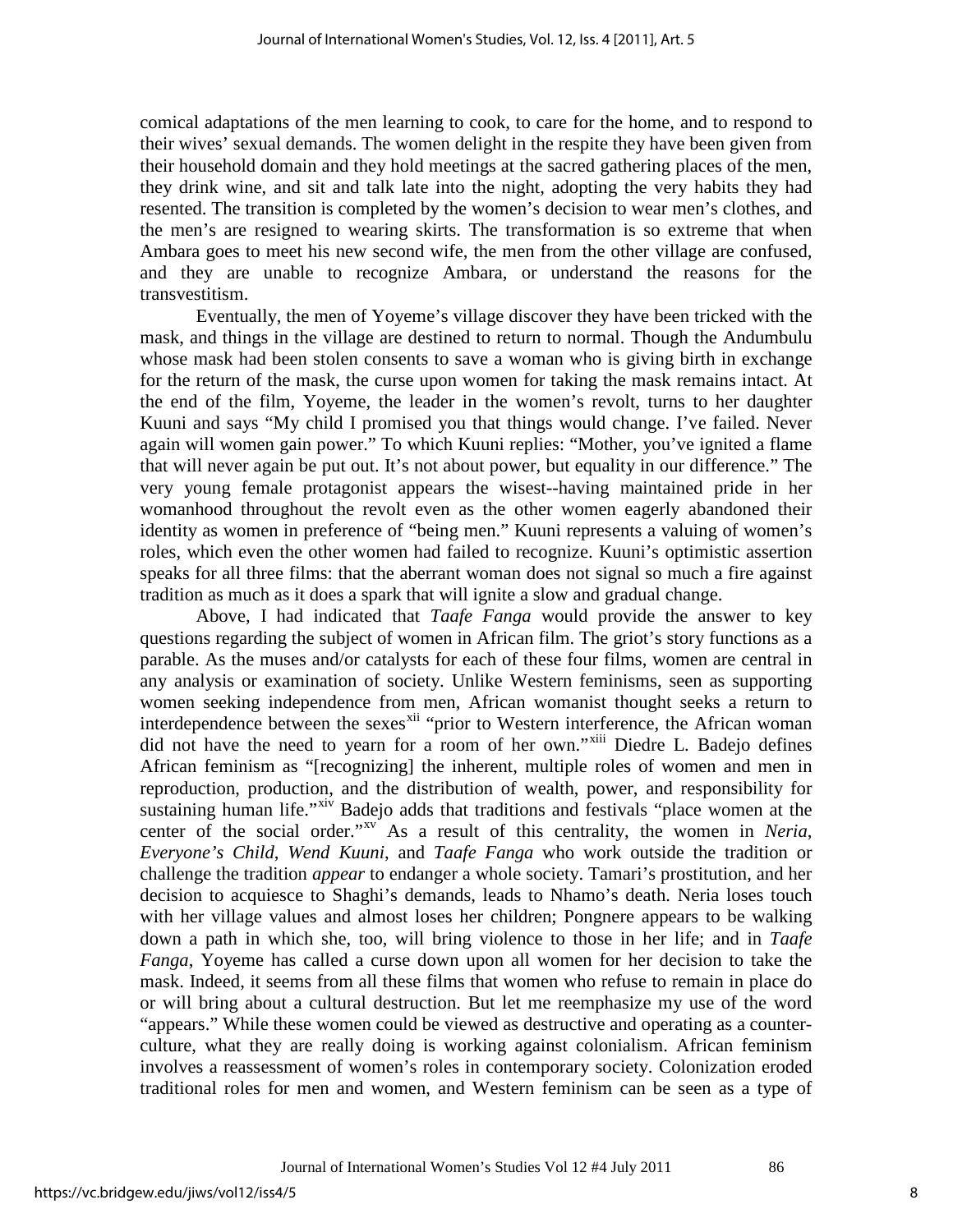comical adaptations of the men learning to cook, to care for the home, and to respond to their wives' sexual demands. The women delight in the respite they have been given from their household domain and they hold meetings at the sacred gathering places of the men, they drink wine, and sit and talk late into the night, adopting the very habits they had resented. The transition is completed by the women's decision to wear men's clothes, and the men's are resigned to wearing skirts. The transformation is so extreme that when Ambara goes to meet his new second wife, the men from the other village are confused, and they are unable to recognize Ambara, or understand the reasons for the transvestitism.

Eventually, the men of Yoyeme's village discover they have been tricked with the mask, and things in the village are destined to return to normal. Though the Andumbulu whose mask had been stolen consents to save a woman who is giving birth in exchange for the return of the mask, the curse upon women for taking the mask remains intact. At the end of the film, Yoyeme, the leader in the women's revolt, turns to her daughter Kuuni and says "My child I promised you that things would change. I've failed. Never again will women gain power." To which Kuuni replies: "Mother, you've ignited a flame that will never again be put out. It's not about power, but equality in our difference." The very young female protagonist appears the wisest--having maintained pride in her womanhood throughout the revolt even as the other women eagerly abandoned their identity as women in preference of "being men." Kuuni represents a valuing of women's roles, which even the other women had failed to recognize. Kuuni's optimistic assertion speaks for all three films: that the aberrant woman does not signal so much a fire against tradition as much as it does a spark that will ignite a slow and gradual change.

Above, I had indicated that *Taafe Fanga* would provide the answer to key questions regarding the subject of women in African film. The griot's story functions as a parable. As the muses and/or catalysts for each of these four films, women are central in any analysis or examination of society. Unlike Western feminisms, seen as supporting women seeking independence from men, African womanist thought seeks a return to interdependence between the sexes[xii] "prior to Western interference, the African woman did not have the need to yearn for a room of her own."[xiii] Diedre L. Badejo defines African feminism as "[recognizing] the inherent, multiple roles of women and men in reproduction, production, and the distribution of wealth, power, and responsibility for sustaining human life."[xiv] Badejo adds that traditions and festivals "place women at the center of the social order."[xv] As a result of this centrality, the women in *Neria*, *Everyone's Child*, *Wend Kuuni*, and *Taafe Fanga* who work outside the tradition or challenge the tradition *appear* to endanger a whole society. Tamari's prostitution, and her decision to acquiesce to Shaghi's demands, leads to Nhamo's death. Neria loses touch with her village values and almost loses her children; Pongnere appears to be walking down a path in which she, too, will bring violence to those in her life; and in *Taafe Fanga*, Yoyeme has called a curse down upon all women for her decision to take the mask. Indeed, it seems from all these films that women who refuse to remain in place do or will bring about a cultural destruction. But let me reemphasize my use of the word "appears." While these women could be viewed as destructive and operating as a counter-culture, what they are really doing is working against colonialism. African feminism involves a reassessment of women's roles in contemporary society. Colonization eroded traditional roles for men and women, and Western feminism can be seen as a type of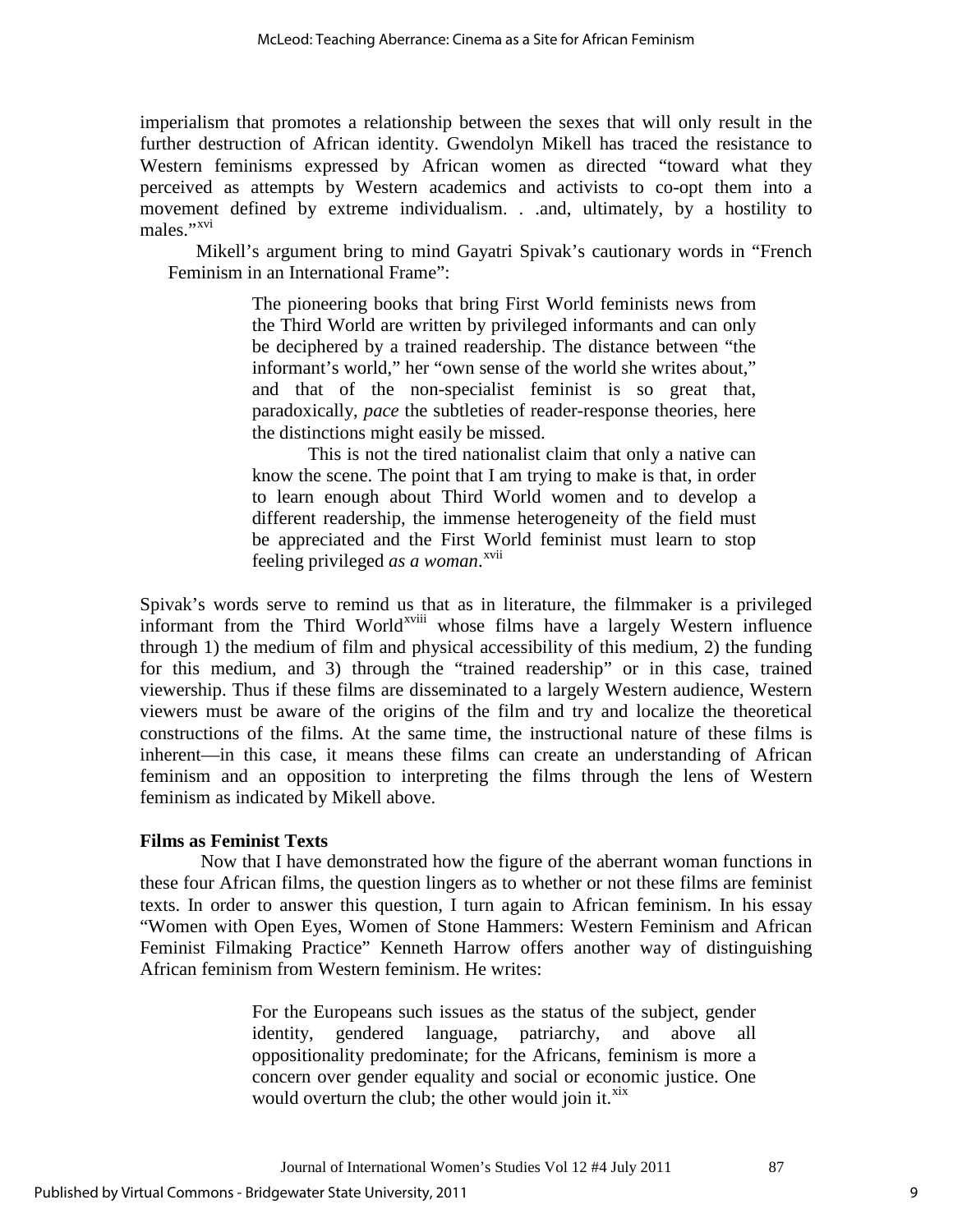imperialism that promotes a relationship between the sexes that will only result in the further destruction of African identity. Gwendolyn Mikell has traced the resistance to Western feminisms expressed by African women as directed "toward what they perceived as attempts by Western academics and activists to co-opt them into a movement defined by extreme individualism. . .and, ultimately, by a hostility to males."[xvi]

Mikell's argument bring to mind Gayatri Spivak's cautionary words in "French Feminism in an International Frame":

> The pioneering books that bring First World feminists news from the Third World are written by privileged informants and can only be deciphered by a trained readership. The distance between "the informant's world," her "own sense of the world she writes about," and that of the non-specialist feminist is so great that, paradoxically, *pace* the subtleties of reader-response theories, here the distinctions might easily be missed.
>
> This is not the tired nationalist claim that only a native can know the scene. The point that I am trying to make is that, in order to learn enough about Third World women and to develop a different readership, the immense heterogeneity of the field must be appreciated and the First World feminist must learn to stop feeling privileged *as a woman*.[xvii]

Spivak's words serve to remind us that as in literature, the filmmaker is a privileged informant from the Third World[xviii] whose films have a largely Western influence through 1) the medium of film and physical accessibility of this medium, 2) the funding for this medium, and 3) through the "trained readership" or in this case, trained viewership. Thus if these films are disseminated to a largely Western audience, Western viewers must be aware of the origins of the film and try and localize the theoretical constructions of the films. At the same time, the instructional nature of these films is inherent—in this case, it means these films can create an understanding of African feminism and an opposition to interpreting the films through the lens of Western feminism as indicated by Mikell above.

**Films as Feminist Texts**

Now that I have demonstrated how the figure of the aberrant woman functions in these four African films, the question lingers as to whether or not these films are feminist texts. In order to answer this question, I turn again to African feminism. In his essay "Women with Open Eyes, Women of Stone Hammers: Western Feminism and African Feminist Filmaking Practice" Kenneth Harrow offers another way of distinguishing African feminism from Western feminism. He writes:

> For the Europeans such issues as the status of the subject, gender identity, gendered language, patriarchy, and above all oppositionality predominate; for the Africans, feminism is more a concern over gender equality and social or economic justice. One would overturn the club; the other would join it.[xix]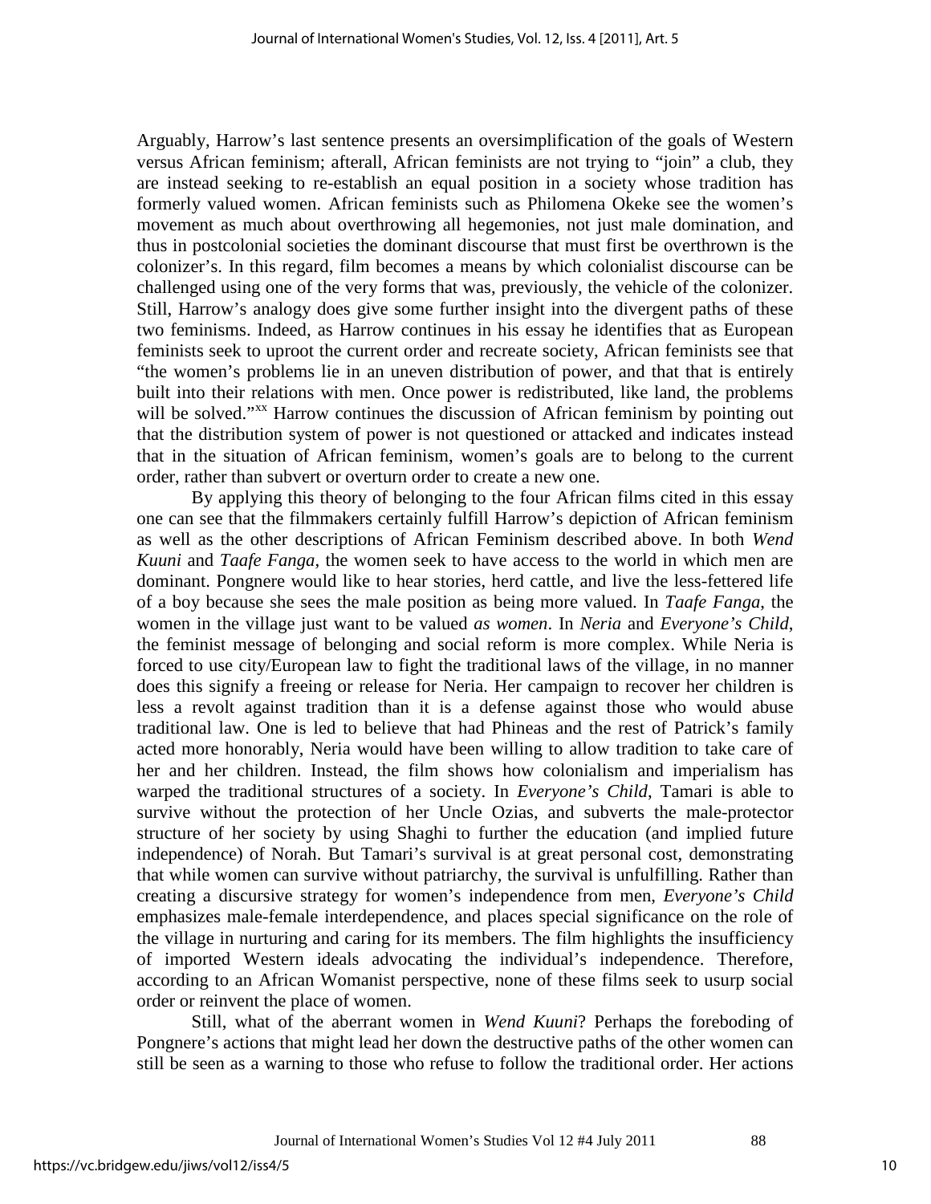Arguably, Harrow's last sentence presents an oversimplification of the goals of Western versus African feminism; afterall, African feminists are not trying to "join" a club, they are instead seeking to re-establish an equal position in a society whose tradition has formerly valued women. African feminists such as Philomena Okeke see the women's movement as much about overthrowing all hegemonies, not just male domination, and thus in postcolonial societies the dominant discourse that must first be overthrown is the colonizer's. In this regard, film becomes a means by which colonialist discourse can be challenged using one of the very forms that was, previously, the vehicle of the colonizer. Still, Harrow's analogy does give some further insight into the divergent paths of these two feminisms. Indeed, as Harrow continues in his essay he identifies that as European feminists seek to uproot the current order and recreate society, African feminists see that "the women's problems lie in an uneven distribution of power, and that that is entirely built into their relations with men. Once power is redistributed, like land, the problems will be solved."[xx] Harrow continues the discussion of African feminism by pointing out that the distribution system of power is not questioned or attacked and indicates instead that in the situation of African feminism, women's goals are to belong to the current order, rather than subvert or overturn order to create a new one.

By applying this theory of belonging to the four African films cited in this essay one can see that the filmmakers certainly fulfill Harrow's depiction of African feminism as well as the other descriptions of African Feminism described above. In both *Wend Kuuni* and *Taafe Fanga*, the women seek to have access to the world in which men are dominant. Pongnere would like to hear stories, herd cattle, and live the less-fettered life of a boy because she sees the male position as being more valued. In *Taafe Fanga*, the women in the village just want to be valued *as women*. In *Neria* and *Everyone's Child*, the feminist message of belonging and social reform is more complex. While Neria is forced to use city/European law to fight the traditional laws of the village, in no manner does this signify a freeing or release for Neria. Her campaign to recover her children is less a revolt against tradition than it is a defense against those who would abuse traditional law. One is led to believe that had Phineas and the rest of Patrick's family acted more honorably, Neria would have been willing to allow tradition to take care of her and her children. Instead, the film shows how colonialism and imperialism has warped the traditional structures of a society. In *Everyone's Child*, Tamari is able to survive without the protection of her Uncle Ozias, and subverts the male-protector structure of her society by using Shaghi to further the education (and implied future independence) of Norah. But Tamari's survival is at great personal cost, demonstrating that while women can survive without patriarchy, the survival is unfulfilling. Rather than creating a discursive strategy for women's independence from men, *Everyone's Child* emphasizes male-female interdependence, and places special significance on the role of the village in nurturing and caring for its members. The film highlights the insufficiency of imported Western ideals advocating the individual's independence. Therefore, according to an African Womanist perspective, none of these films seek to usurp social order or reinvent the place of women.

Still, what of the aberrant women in *Wend Kuuni*? Perhaps the foreboding of Pongnere's actions that might lead her down the destructive paths of the other women can still be seen as a warning to those who refuse to follow the traditional order. Her actions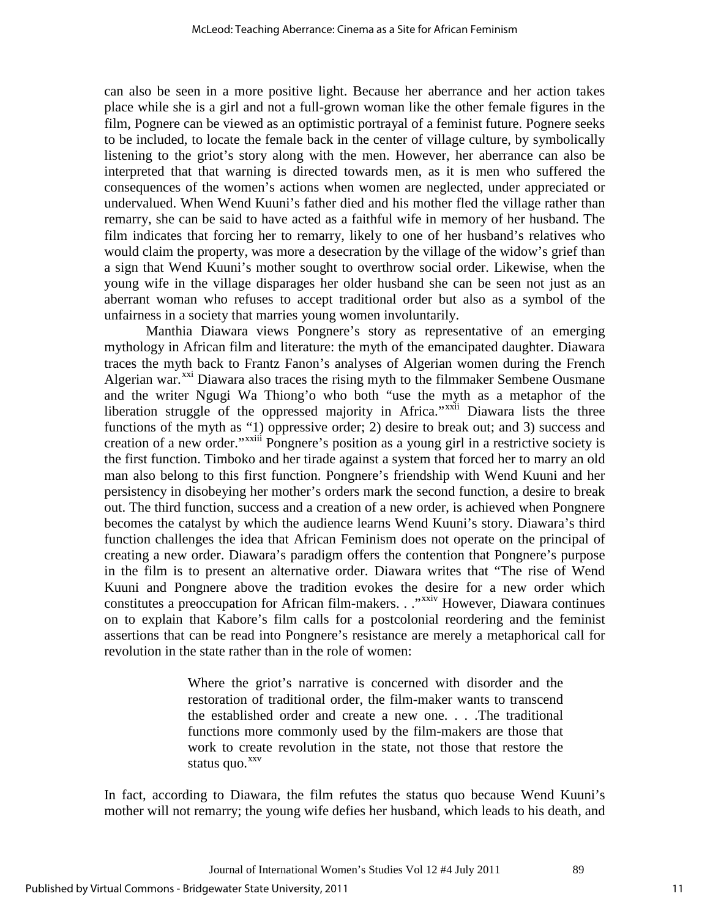can also be seen in a more positive light. Because her aberrance and her action takes place while she is a girl and not a full-grown woman like the other female figures in the film, Pognere can be viewed as an optimistic portrayal of a feminist future. Pognere seeks to be included, to locate the female back in the center of village culture, by symbolically listening to the griot's story along with the men. However, her aberrance can also be interpreted that that warning is directed towards men, as it is men who suffered the consequences of the women's actions when women are neglected, under appreciated or undervalued. When Wend Kuuni's father died and his mother fled the village rather than remarry, she can be said to have acted as a faithful wife in memory of her husband. The film indicates that forcing her to remarry, likely to one of her husband's relatives who would claim the property, was more a desecration by the village of the widow's grief than a sign that Wend Kuuni's mother sought to overthrow social order. Likewise, when the young wife in the village disparages her older husband she can be seen not just as an aberrant woman who refuses to accept traditional order but also as a symbol of the unfairness in a society that marries young women involuntarily.

Manthia Diawara views Pongnere's story as representative of an emerging mythology in African film and literature: the myth of the emancipated daughter. Diawara traces the myth back to Frantz Fanon's analyses of Algerian women during the French Algerian war.[xxi] Diawara also traces the rising myth to the filmmaker Sembene Ousmane and the writer Ngugi Wa Thiong'o who both "use the myth as a metaphor of the liberation struggle of the oppressed majority in Africa."[xxii] Diawara lists the three functions of the myth as "1) oppressive order; 2) desire to break out; and 3) success and creation of a new order."[xxiii] Pongnere's position as a young girl in a restrictive society is the first function. Timboko and her tirade against a system that forced her to marry an old man also belong to this first function. Pongnere's friendship with Wend Kuuni and her persistency in disobeying her mother's orders mark the second function, a desire to break out. The third function, success and a creation of a new order, is achieved when Pongnere becomes the catalyst by which the audience learns Wend Kuuni's story. Diawara's third function challenges the idea that African Feminism does not operate on the principal of creating a new order. Diawara's paradigm offers the contention that Pongnere's purpose in the film is to present an alternative order. Diawara writes that "The rise of Wend Kuuni and Pongnere above the tradition evokes the desire for a new order which constitutes a preoccupation for African film-makers. . ."[xxiv] However, Diawara continues on to explain that Kabore's film calls for a postcolonial reordering and the feminist assertions that can be read into Pongnere's resistance are merely a metaphorical call for revolution in the state rather than in the role of women:

> Where the griot's narrative is concerned with disorder and the restoration of traditional order, the film-maker wants to transcend the established order and create a new one. . . .The traditional functions more commonly used by the film-makers are those that work to create revolution in the state, not those that restore the status quo.[xxv]

In fact, according to Diawara, the film refutes the status quo because Wend Kuuni's mother will not remarry; the young wife defies her husband, which leads to his death, and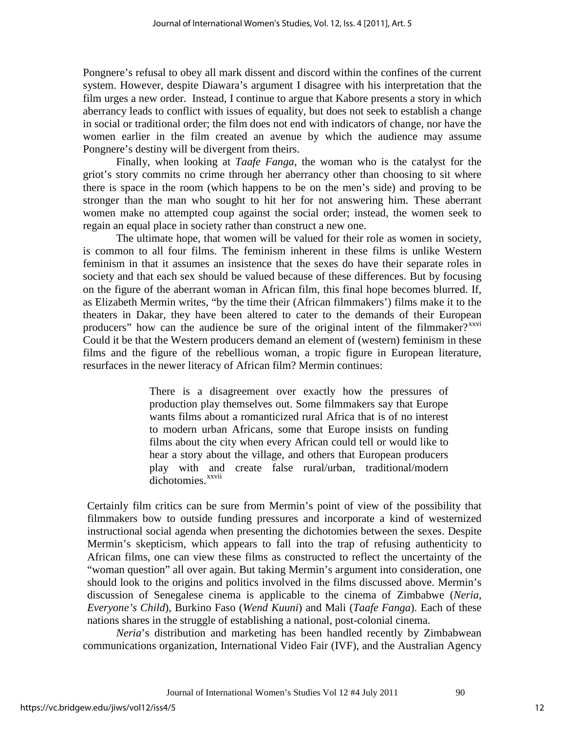Pongnere's refusal to obey all mark dissent and discord within the confines of the current system. However, despite Diawara's argument I disagree with his interpretation that the film urges a new order. Instead, I continue to argue that Kabore presents a story in which aberrancy leads to conflict with issues of equality, but does not seek to establish a change in social or traditional order; the film does not end with indicators of change, nor have the women earlier in the film created an avenue by which the audience may assume Pongnere's destiny will be divergent from theirs.

Finally, when looking at *Taafe Fanga*, the woman who is the catalyst for the griot's story commits no crime through her aberrancy other than choosing to sit where there is space in the room (which happens to be on the men's side) and proving to be stronger than the man who sought to hit her for not answering him. These aberrant women make no attempted coup against the social order; instead, the women seek to regain an equal place in society rather than construct a new one.

The ultimate hope, that women will be valued for their role as women in society, is common to all four films. The feminism inherent in these films is unlike Western feminism in that it assumes an insistence that the sexes do have their separate roles in society and that each sex should be valued because of these differences. But by focusing on the figure of the aberrant woman in African film, this final hope becomes blurred. If, as Elizabeth Mermin writes, "by the time their (African filmmakers') films make it to the theaters in Dakar, they have been altered to cater to the demands of their European producers" how can the audience be sure of the original intent of the filmmaker?[xxvi] Could it be that the Western producers demand an element of (western) feminism in these films and the figure of the rebellious woman, a tropic figure in European literature, resurfaces in the newer literacy of African film? Mermin continues:

> There is a disagreement over exactly how the pressures of production play themselves out. Some filmmakers say that Europe wants films about a romanticized rural Africa that is of no interest to modern urban Africans, some that Europe insists on funding films about the city when every African could tell or would like to hear a story about the village, and others that European producers play with and create false rural/urban, traditional/modern dichotomies.[xxvii]

Certainly film critics can be sure from Mermin's point of view of the possibility that filmmakers bow to outside funding pressures and incorporate a kind of westernized instructional social agenda when presenting the dichotomies between the sexes. Despite Mermin's skepticism, which appears to fall into the trap of refusing authenticity to African films, one can view these films as constructed to reflect the uncertainty of the "woman question" all over again. But taking Mermin's argument into consideration, one should look to the origins and politics involved in the films discussed above. Mermin's discussion of Senegalese cinema is applicable to the cinema of Zimbabwe (*Neria*, *Everyone's Child*), Burkino Faso (*Wend Kuuni*) and Mali (*Taafe Fanga*). Each of these nations shares in the struggle of establishing a national, post-colonial cinema.

*Neria*'s distribution and marketing has been handled recently by Zimbabwean communications organization, International Video Fair (IVF), and the Australian Agency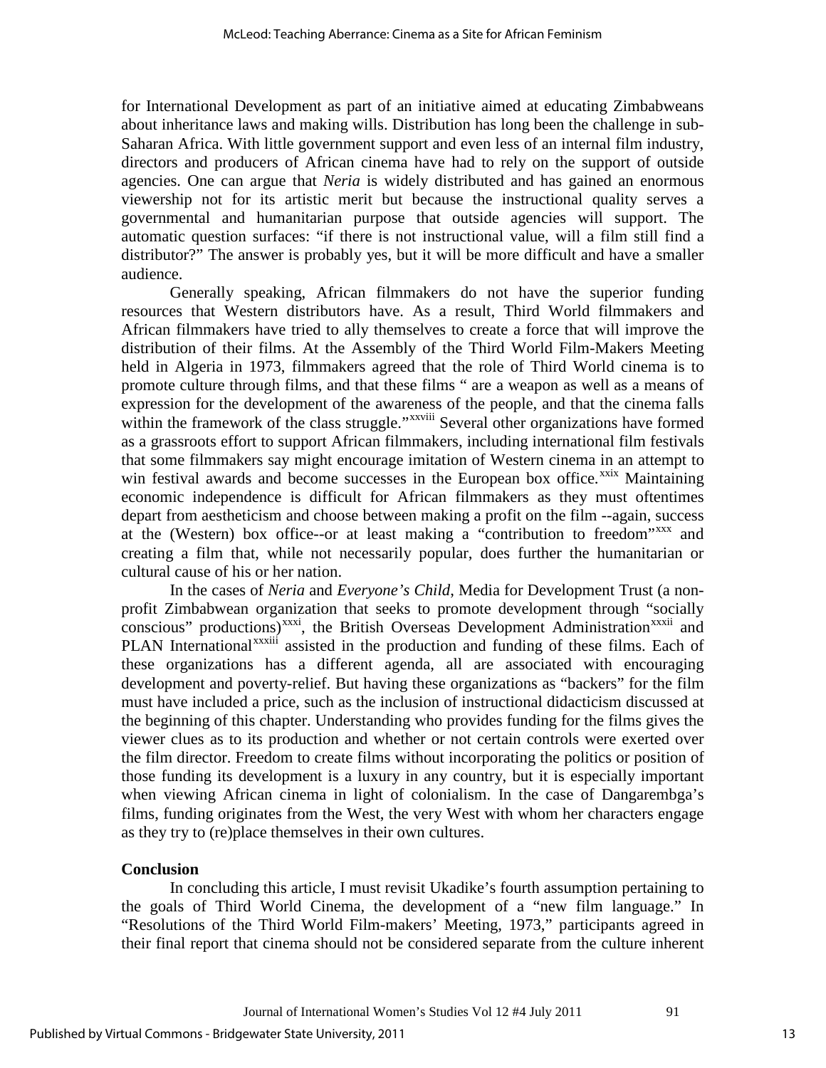for International Development as part of an initiative aimed at educating Zimbabweans about inheritance laws and making wills. Distribution has long been the challenge in sub-Saharan Africa. With little government support and even less of an internal film industry, directors and producers of African cinema have had to rely on the support of outside agencies. One can argue that *Neria* is widely distributed and has gained an enormous viewership not for its artistic merit but because the instructional quality serves a governmental and humanitarian purpose that outside agencies will support. The automatic question surfaces: "if there is not instructional value, will a film still find a distributor?" The answer is probably yes, but it will be more difficult and have a smaller audience.

Generally speaking, African filmmakers do not have the superior funding resources that Western distributors have. As a result, Third World filmmakers and African filmmakers have tried to ally themselves to create a force that will improve the distribution of their films. At the Assembly of the Third World Film-Makers Meeting held in Algeria in 1973, filmmakers agreed that the role of Third World cinema is to promote culture through films, and that these films " are a weapon as well as a means of expression for the development of the awareness of the people, and that the cinema falls within the framework of the class struggle."[xxviii] Several other organizations have formed as a grassroots effort to support African filmmakers, including international film festivals that some filmmakers say might encourage imitation of Western cinema in an attempt to win festival awards and become successes in the European box office.[xxix] Maintaining economic independence is difficult for African filmmakers as they must oftentimes depart from aestheticism and choose between making a profit on the film --again, success at the (Western) box office--or at least making a "contribution to freedom"[xxx] and creating a film that, while not necessarily popular, does further the humanitarian or cultural cause of his or her nation.

In the cases of *Neria* and *Everyone's Child*, Media for Development Trust (a non-profit Zimbabwean organization that seeks to promote development through "socially conscious" productions)[xxxi], the British Overseas Development Administration[xxxii] and PLAN International[xxxiii] assisted in the production and funding of these films. Each of these organizations has a different agenda, all are associated with encouraging development and poverty-relief. But having these organizations as "backers" for the film must have included a price, such as the inclusion of instructional didacticism discussed at the beginning of this chapter. Understanding who provides funding for the films gives the viewer clues as to its production and whether or not certain controls were exerted over the film director. Freedom to create films without incorporating the politics or position of those funding its development is a luxury in any country, but it is especially important when viewing African cinema in light of colonialism. In the case of Dangarembga's films, funding originates from the West, the very West with whom her characters engage as they try to (re)place themselves in their own cultures.

## Conclusion

In concluding this article, I must revisit Ukadike's fourth assumption pertaining to the goals of Third World Cinema, the development of a "new film language." In "Resolutions of the Third World Film-makers' Meeting, 1973," participants agreed in their final report that cinema should not be considered separate from the culture inherent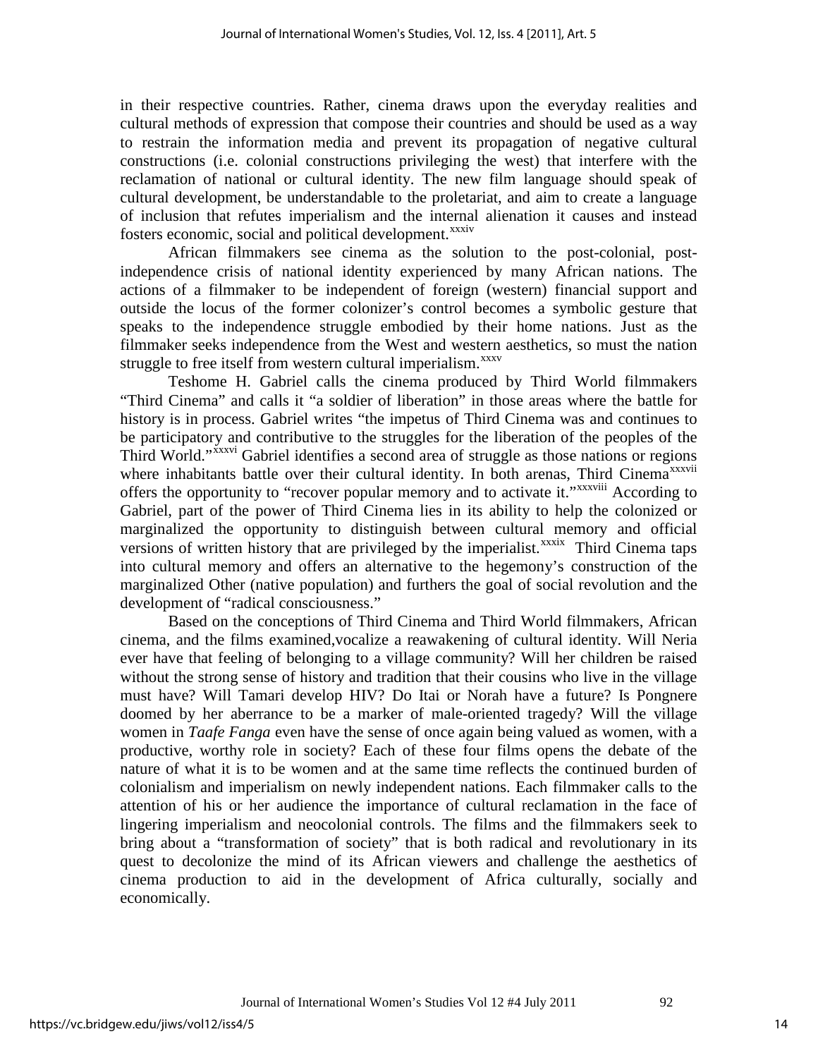in their respective countries. Rather, cinema draws upon the everyday realities and cultural methods of expression that compose their countries and should be used as a way to restrain the information media and prevent its propagation of negative cultural constructions (i.e. colonial constructions privileging the west) that interfere with the reclamation of national or cultural identity. The new film language should speak of cultural development, be understandable to the proletariat, and aim to create a language of inclusion that refutes imperialism and the internal alienation it causes and instead fosters economic, social and political development.[xxxiv]

African filmmakers see cinema as the solution to the post-colonial, post-independence crisis of national identity experienced by many African nations. The actions of a filmmaker to be independent of foreign (western) financial support and outside the locus of the former colonizer's control becomes a symbolic gesture that speaks to the independence struggle embodied by their home nations. Just as the filmmaker seeks independence from the West and western aesthetics, so must the nation struggle to free itself from western cultural imperialism.[xxxv]

Teshome H. Gabriel calls the cinema produced by Third World filmmakers "Third Cinema" and calls it "a soldier of liberation" in those areas where the battle for history is in process. Gabriel writes "the impetus of Third Cinema was and continues to be participatory and contributive to the struggles for the liberation of the peoples of the Third World."[xxxvi] Gabriel identifies a second area of struggle as those nations or regions where inhabitants battle over their cultural identity. In both arenas, Third Cinema[xxxvii] offers the opportunity to "recover popular memory and to activate it."[xxxviii] According to Gabriel, part of the power of Third Cinema lies in its ability to help the colonized or marginalized the opportunity to distinguish between cultural memory and official versions of written history that are privileged by the imperialist.[xxxix] Third Cinema taps into cultural memory and offers an alternative to the hegemony's construction of the marginalized Other (native population) and furthers the goal of social revolution and the development of "radical consciousness."

Based on the conceptions of Third Cinema and Third World filmmakers, African cinema, and the films examined,vocalize a reawakening of cultural identity. Will Neria ever have that feeling of belonging to a village community? Will her children be raised without the strong sense of history and tradition that their cousins who live in the village must have? Will Tamari develop HIV? Do Itai or Norah have a future? Is Pongnere doomed by her aberrance to be a marker of male-oriented tragedy? Will the village women in *Taafe Fanga* even have the sense of once again being valued as women, with a productive, worthy role in society? Each of these four films opens the debate of the nature of what it is to be women and at the same time reflects the continued burden of colonialism and imperialism on newly independent nations. Each filmmaker calls to the attention of his or her audience the importance of cultural reclamation in the face of lingering imperialism and neocolonial controls. The films and the filmmakers seek to bring about a "transformation of society" that is both radical and revolutionary in its quest to decolonize the mind of its African viewers and challenge the aesthetics of cinema production to aid in the development of Africa culturally, socially and economically.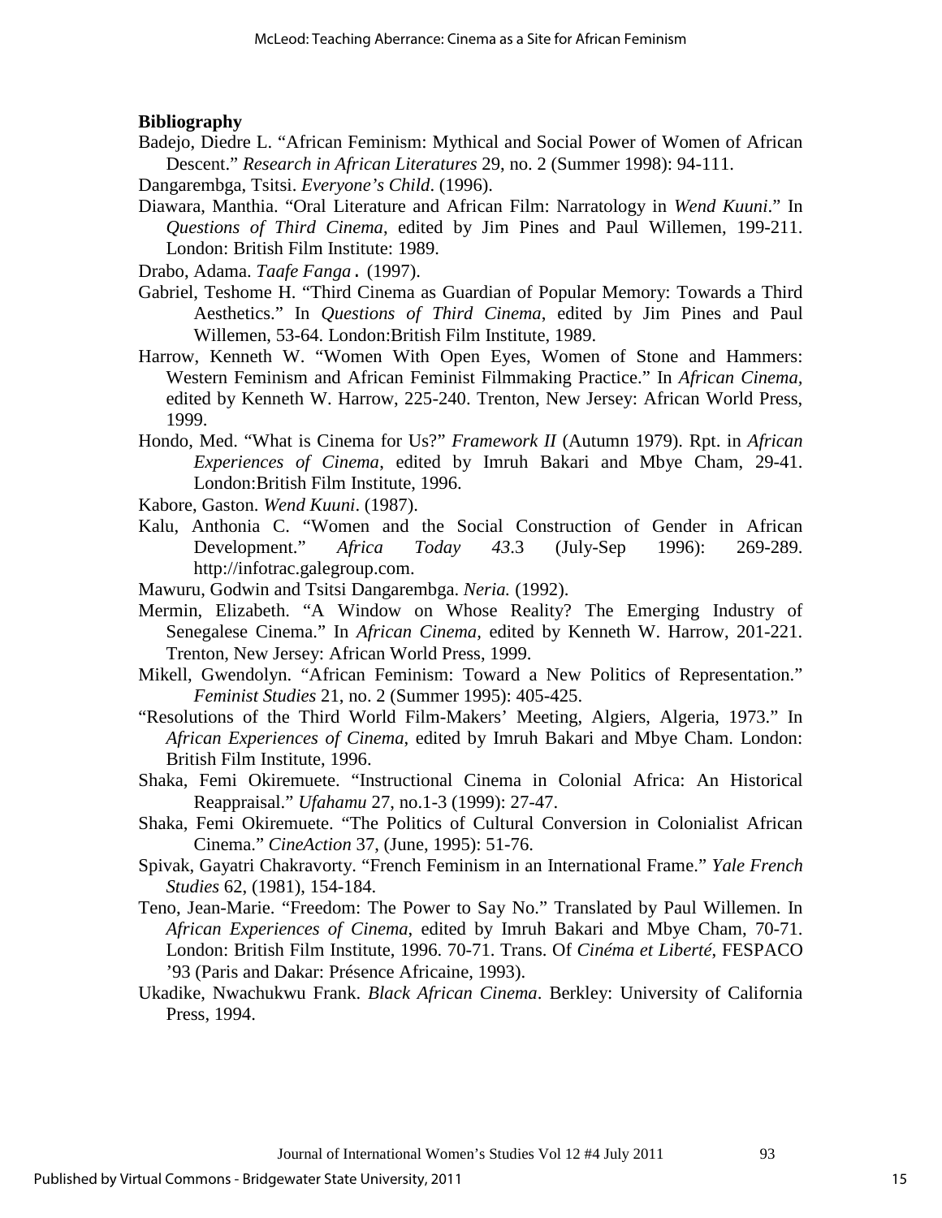**Bibliography**

Badejo, Diedre L. "African Feminism: Mythical and Social Power of Women of African Descent." *Research in African Literatures* 29, no. 2 (Summer 1998): 94-111.

Dangarembga, Tsitsi. *Everyone's Child*. (1996).

Diawara, Manthia. "Oral Literature and African Film: Narratology in *Wend Kuuni*." In *Questions of Third Cinema*, edited by Jim Pines and Paul Willemen, 199-211. London: British Film Institute: 1989.

Drabo, Adama. *Taafe Fanga* **.** (1997).

Gabriel, Teshome H. "Third Cinema as Guardian of Popular Memory: Towards a Third Aesthetics." In *Questions of Third Cinema*, edited by Jim Pines and Paul Willemen, 53-64. London:British Film Institute, 1989.

Harrow, Kenneth W. "Women With Open Eyes, Women of Stone and Hammers: Western Feminism and African Feminist Filmmaking Practice." In *African Cinema*, edited by Kenneth W. Harrow, 225-240. Trenton, New Jersey: African World Press, 1999.

Hondo, Med. "What is Cinema for Us?" *Framework II* (Autumn 1979). Rpt. in *African Experiences of Cinema*, edited by Imruh Bakari and Mbye Cham, 29-41. London:British Film Institute, 1996.

Kabore, Gaston. *Wend Kuuni*. (1987).

Kalu, Anthonia C. "Women and the Social Construction of Gender in African Development." *Africa Today 43*.3 (July-Sep 1996): 269-289. http://infotrac.galegroup.com.

Mawuru, Godwin and Tsitsi Dangarembga. *Neria.* (1992).

Mermin, Elizabeth. "A Window on Whose Reality? The Emerging Industry of Senegalese Cinema." In *African Cinema*, edited by Kenneth W. Harrow, 201-221. Trenton, New Jersey: African World Press, 1999.

Mikell, Gwendolyn. "African Feminism: Toward a New Politics of Representation." *Feminist Studies* 21, no. 2 (Summer 1995): 405-425.

"Resolutions of the Third World Film-Makers' Meeting, Algiers, Algeria, 1973." In *African Experiences of Cinema*, edited by Imruh Bakari and Mbye Cham. London: British Film Institute, 1996.

Shaka, Femi Okiremuete. "Instructional Cinema in Colonial Africa: An Historical Reappraisal." *Ufahamu* 27, no.1-3 (1999): 27-47.

Shaka, Femi Okiremuete. "The Politics of Cultural Conversion in Colonialist African Cinema." *CineAction* 37, (June, 1995): 51-76.

Spivak, Gayatri Chakravorty. "French Feminism in an International Frame." *Yale French Studies* 62, (1981), 154-184.

Teno, Jean-Marie. "Freedom: The Power to Say No." Translated by Paul Willemen. In *African Experiences of Cinema*, edited by Imruh Bakari and Mbye Cham, 70-71. London: British Film Institute, 1996. 70-71. Trans. Of *Cinéma et Liberté*, FESPACO '93 (Paris and Dakar: Présence Africaine, 1993).

Ukadike, Nwachukwu Frank. *Black African Cinema*. Berkley: University of California Press, 1994.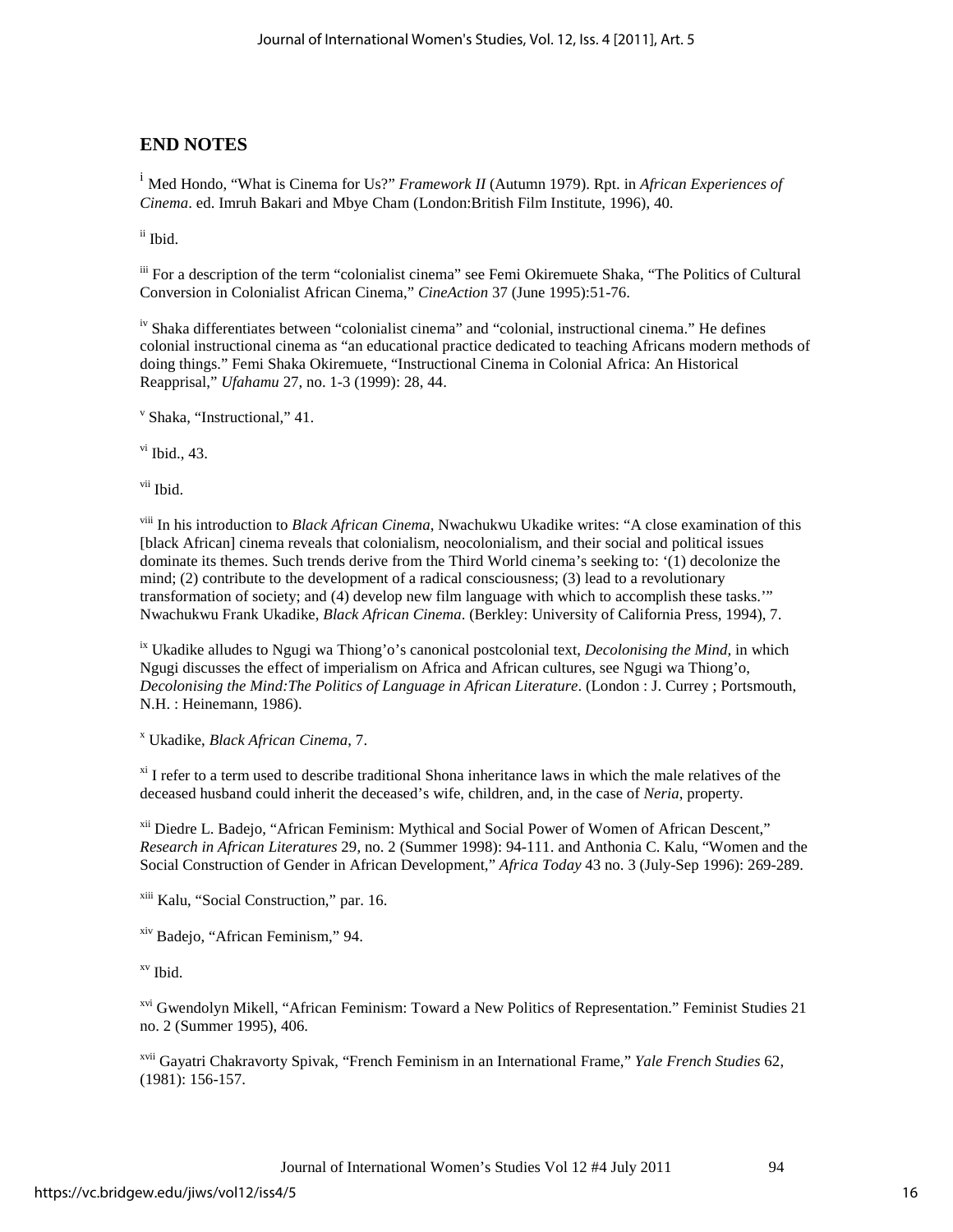## END NOTES

[i] Med Hondo, "What is Cinema for Us?" *Framework II* (Autumn 1979). Rpt. in *African Experiences of Cinema*. ed. Imruh Bakari and Mbye Cham (London:British Film Institute, 1996), 40.

[ii] Ibid.

[iii] For a description of the term "colonialist cinema" see Femi Okiremuete Shaka, "The Politics of Cultural Conversion in Colonialist African Cinema," *CineAction* 37 (June 1995):51-76.

[iv] Shaka differentiates between "colonialist cinema" and "colonial, instructional cinema." He defines colonial instructional cinema as "an educational practice dedicated to teaching Africans modern methods of doing things." Femi Shaka Okiremuete, "Instructional Cinema in Colonial Africa: An Historical Reapprisal," *Ufahamu* 27, no. 1-3 (1999): 28, 44.

[v] Shaka, "Instructional," 41.

[vi] Ibid., 43.

[vii] Ibid.

[viii] In his introduction to *Black African Cinema*, Nwachukwu Ukadike writes: "A close examination of this [black African] cinema reveals that colonialism, neocolonialism, and their social and political issues dominate its themes. Such trends derive from the Third World cinema's seeking to: '(1) decolonize the mind; (2) contribute to the development of a radical consciousness; (3) lead to a revolutionary transformation of society; and (4) develop new film language with which to accomplish these tasks.'" Nwachukwu Frank Ukadike, *Black African Cinema*. (Berkley: University of California Press, 1994), 7.

[ix] Ukadike alludes to Ngugi wa Thiong'o's canonical postcolonial text, *Decolonising the Mind*, in which Ngugi discusses the effect of imperialism on Africa and African cultures, see Ngugi wa Thiong'o, *Decolonising the Mind:The Politics of Language in African Literature*. (London : J. Currey ; Portsmouth, N.H. : Heinemann, 1986).

[x] Ukadike, *Black African Cinema*, 7.

[xi] I refer to a term used to describe traditional Shona inheritance laws in which the male relatives of the deceased husband could inherit the deceased's wife, children, and, in the case of *Neria*, property.

[xii] Diedre L. Badejo, "African Feminism: Mythical and Social Power of Women of African Descent," *Research in African Literatures* 29, no. 2 (Summer 1998): 94-111. and Anthonia C. Kalu, "Women and the Social Construction of Gender in African Development," *Africa Today* 43 no. 3 (July-Sep 1996): 269-289.

[xiii] Kalu, "Social Construction," par. 16.

[xiv] Badejo, "African Feminism," 94.

[xv] Ibid.

[xvi] Gwendolyn Mikell, "African Feminism: Toward a New Politics of Representation." Feminist Studies 21 no. 2 (Summer 1995), 406.

[xvii] Gayatri Chakravorty Spivak, "French Feminism in an International Frame," *Yale French Studies* 62, (1981): 156-157.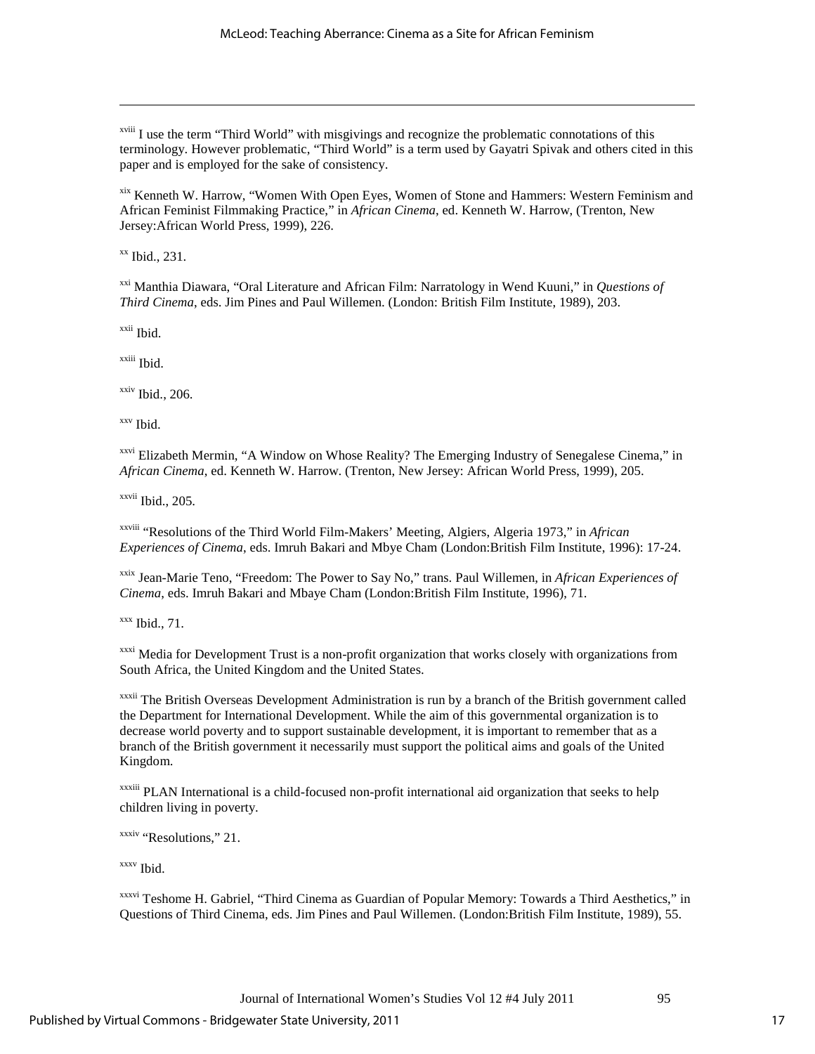[xviii] I use the term "Third World" with misgivings and recognize the problematic connotations of this terminology. However problematic, "Third World" is a term used by Gayatri Spivak and others cited in this paper and is employed for the sake of consistency.

[xix] Kenneth W. Harrow, "Women With Open Eyes, Women of Stone and Hammers: Western Feminism and African Feminist Filmmaking Practice," in *African Cinema*, ed. Kenneth W. Harrow, (Trenton, New Jersey:African World Press, 1999), 226.

[xx] Ibid., 231.

[xxi] Manthia Diawara, "Oral Literature and African Film: Narratology in Wend Kuuni," in *Questions of Third Cinema*, eds. Jim Pines and Paul Willemen. (London: British Film Institute, 1989), 203.

[xxii] Ibid.

[xxiii] Ibid.

[xxiv] Ibid., 206.

[xxv] Ibid.

[xxvi] Elizabeth Mermin, "A Window on Whose Reality? The Emerging Industry of Senegalese Cinema," in *African Cinema*, ed. Kenneth W. Harrow. (Trenton, New Jersey: African World Press, 1999), 205.

[xxvii] Ibid., 205.

[xxviii] "Resolutions of the Third World Film-Makers' Meeting, Algiers, Algeria 1973," in *African Experiences of Cinema*, eds. Imruh Bakari and Mbye Cham (London:British Film Institute, 1996): 17-24.

[xxix] Jean-Marie Teno, "Freedom: The Power to Say No," trans. Paul Willemen, in *African Experiences of Cinema*, eds. Imruh Bakari and Mbaye Cham (London:British Film Institute, 1996), 71.

[xxx] Ibid., 71.

[xxxi] Media for Development Trust is a non-profit organization that works closely with organizations from South Africa, the United Kingdom and the United States.

[xxxii] The British Overseas Development Administration is run by a branch of the British government called the Department for International Development. While the aim of this governmental organization is to decrease world poverty and to support sustainable development, it is important to remember that as a branch of the British government it necessarily must support the political aims and goals of the United Kingdom.

[xxxiii] PLAN International is a child-focused non-profit international aid organization that seeks to help children living in poverty.

[xxxiv] "Resolutions," 21.

[xxxv] Ibid.

[xxxvi] Teshome H. Gabriel, "Third Cinema as Guardian of Popular Memory: Towards a Third Aesthetics," in Questions of Third Cinema, eds. Jim Pines and Paul Willemen. (London:British Film Institute, 1989), 55.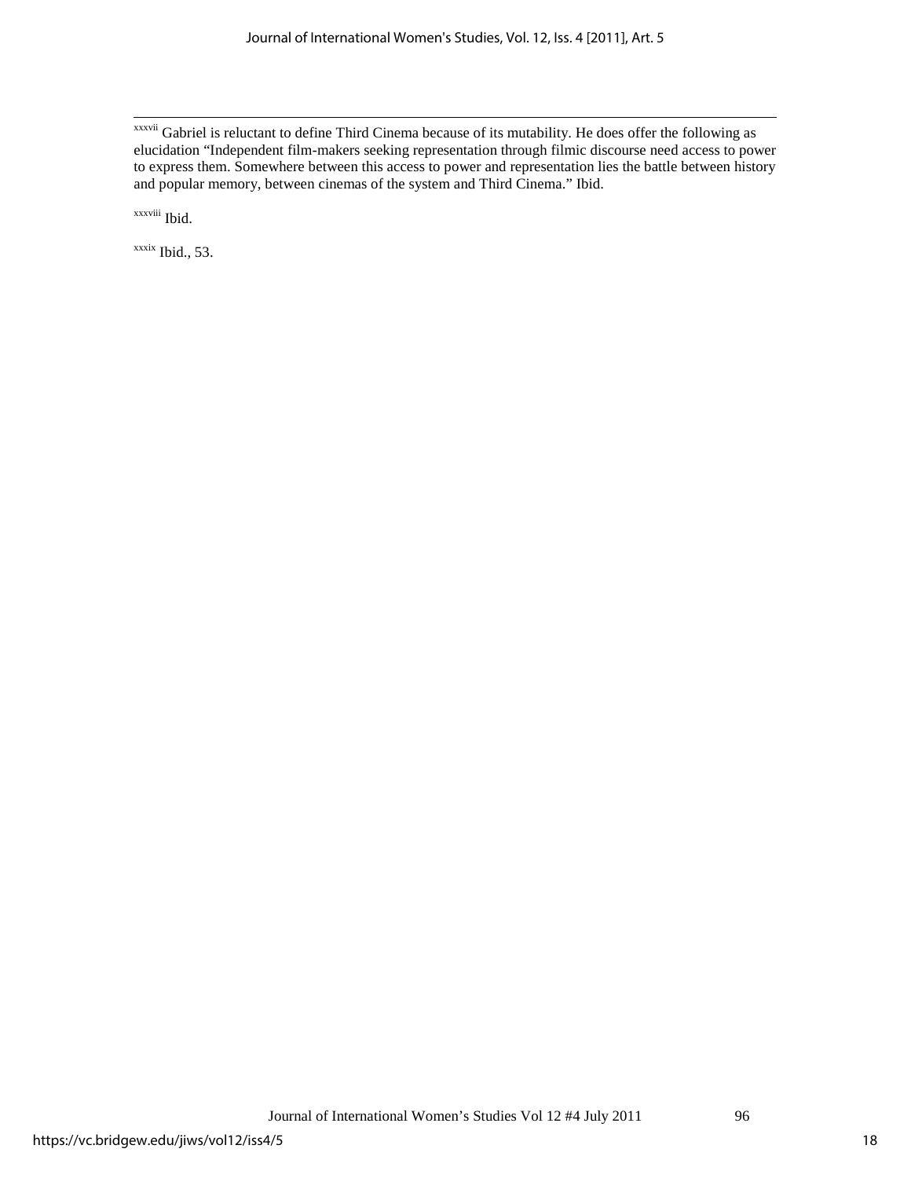[xxxvii] Gabriel is reluctant to define Third Cinema because of its mutability. He does offer the following as elucidation "Independent film-makers seeking representation through filmic discourse need access to power to express them. Somewhere between this access to power and representation lies the battle between history and popular memory, between cinemas of the system and Third Cinema." Ibid.

[xxxviii] Ibid.

[xxxix] Ibid., 53.